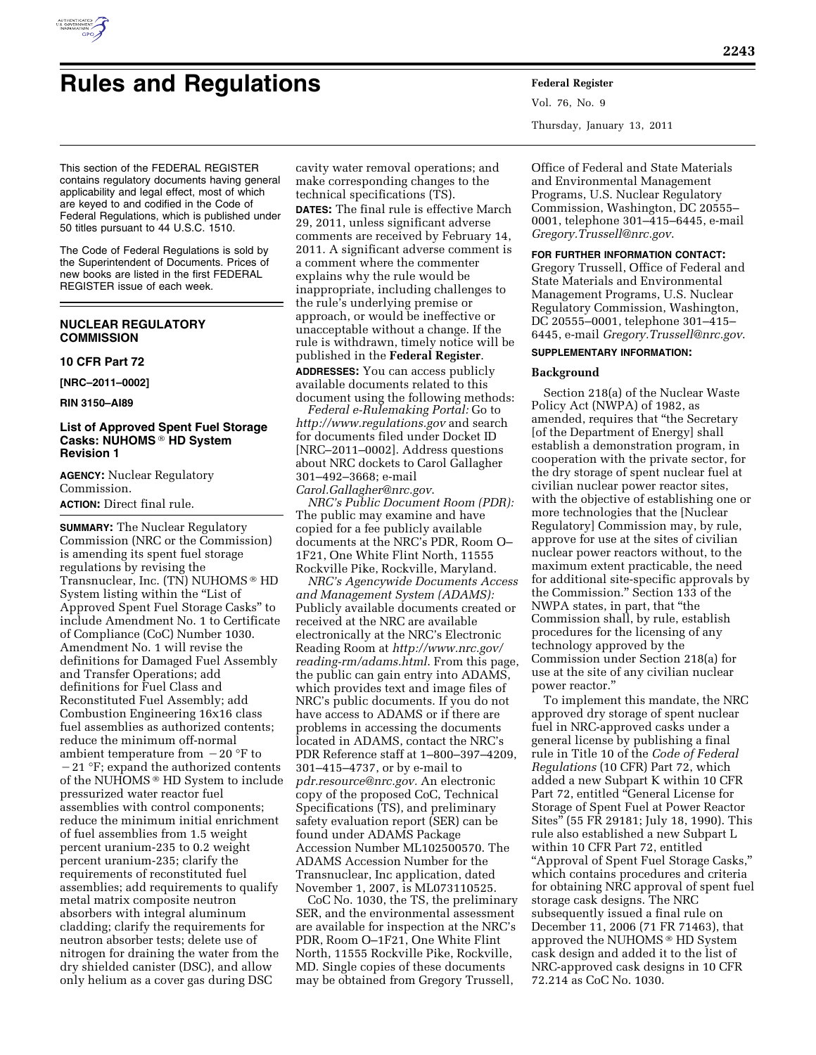# Rules and Regulations

This section of the FEDERAL REGISTER contains regulatory documents having general applicability and legal effect, most of which are keyed to and codified in the Code of Federal Regulations, which is published under 50 titles pursuant to 44 U.S.C. 1510.

The Code of Federal Regulations is sold by the Superintendent of Documents. Prices of new books are listed in the first FEDERAL REGISTER issue of each week.

## NUCLEAR REGULATORY COMMISSION

### 10 CFR Part 72

**[NRC–2011–0002]**

**RIN 3150–AI89**

### List of Approved Spent Fuel Storage Casks: NUHOMS® HD System Revision 1

**AGENCY:** Nuclear Regulatory Commission.

**ACTION:** Direct final rule.

**SUMMARY:** The Nuclear Regulatory Commission (NRC or the Commission) is amending its spent fuel storage regulations by revising the Transnuclear, Inc. (TN) NUHOMS® HD System listing within the "List of Approved Spent Fuel Storage Casks" to include Amendment No. 1 to Certificate of Compliance (CoC) Number 1030. Amendment No. 1 will revise the definitions for Damaged Fuel Assembly and Transfer Operations; add definitions for Fuel Class and Reconstituted Fuel Assembly; add Combustion Engineering 16x16 class fuel assemblies as authorized contents; reduce the minimum off-normal ambient temperature from −20 °F to −21 °F; expand the authorized contents of the NUHOMS® HD System to include pressurized water reactor fuel assemblies with control components; reduce the minimum initial enrichment of fuel assemblies from 1.5 weight percent uranium-235 to 0.2 weight percent uranium-235; clarify the requirements of reconstituted fuel assemblies; add requirements to qualify metal matrix composite neutron absorbers with integral aluminum cladding; clarify the requirements for neutron absorber tests; delete use of nitrogen for draining the water from the dry shielded canister (DSC), and allow only helium as a cover gas during DSC cavity water removal operations; and make corresponding changes to the technical specifications (TS).

**DATES:** The final rule is effective March 29, 2011, unless significant adverse comments are received by February 14, 2011. A significant adverse comment is a comment where the commenter explains why the rule would be inappropriate, including challenges to the rule's underlying premise or approach, or would be ineffective or unacceptable without a change. If the rule is withdrawn, timely notice will be published in the **Federal Register**.

**ADDRESSES:** You can access publicly available documents related to this document using the following methods:

*Federal e-Rulemaking Portal:* Go to *http://www.regulations.gov* and search for documents filed under Docket ID [NRC–2011–0002]. Address questions about NRC dockets to Carol Gallagher 301–492–3668; e-mail *Carol.Gallagher@nrc.gov*.

*NRC's Public Document Room (PDR):* The public may examine and have copied for a fee publicly available documents at the NRC's PDR, Room O–1F21, One White Flint North, 11555 Rockville Pike, Rockville, Maryland.

*NRC's Agencywide Documents Access and Management System (ADAMS):* Publicly available documents created or received at the NRC are available electronically at the NRC's Electronic Reading Room at *http://www.nrc.gov/reading-rm/adams.html*. From this page, the public can gain entry into ADAMS, which provides text and image files of NRC's public documents. If you do not have access to ADAMS or if there are problems in accessing the documents located in ADAMS, contact the NRC's PDR Reference staff at 1–800–397–4209, 301–415–4737, or by e-mail to *pdr.resource@nrc.gov.* An electronic copy of the proposed CoC, Technical Specifications (TS), and preliminary safety evaluation report (SER) can be found under ADAMS Package Accession Number ML102500570. The ADAMS Accession Number for the Transnuclear, Inc application, dated November 1, 2007, is ML073110525.

CoC No. 1030, the TS, the preliminary SER, and the environmental assessment are available for inspection at the NRC's PDR, Room O–1F21, One White Flint North, 11555 Rockville Pike, Rockville, MD. Single copies of these documents may be obtained from Gregory Trussell, Office of Federal and State Materials and Environmental Management Programs, U.S. Nuclear Regulatory Commission, Washington, DC 20555–0001, telephone 301–415–6445, e-mail *Gregory.Trussell@nrc.gov*.

**FOR FURTHER INFORMATION CONTACT:** Gregory Trussell, Office of Federal and State Materials and Environmental Management Programs, U.S. Nuclear Regulatory Commission, Washington, DC 20555–0001, telephone 301–415–6445, e-mail *Gregory.Trussell@nrc.gov*.

**SUPPLEMENTARY INFORMATION:**

#### Background

Section 218(a) of the Nuclear Waste Policy Act (NWPA) of 1982, as amended, requires that "the Secretary [of the Department of Energy] shall establish a demonstration program, in cooperation with the private sector, for the dry storage of spent nuclear fuel at civilian nuclear power reactor sites, with the objective of establishing one or more technologies that the [Nuclear Regulatory] Commission may, by rule, approve for use at the sites of civilian nuclear power reactors without, to the maximum extent practicable, the need for additional site-specific approvals by the Commission." Section 133 of the NWPA states, in part, that "the Commission shall, by rule, establish procedures for the licensing of any technology approved by the Commission under Section 218(a) for use at the site of any civilian nuclear power reactor."

To implement this mandate, the NRC approved dry storage of spent nuclear fuel in NRC-approved casks under a general license by publishing a final rule in Title 10 of the *Code of Federal Regulations* (10 CFR) Part 72, which added a new Subpart K within 10 CFR Part 72, entitled "General License for Storage of Spent Fuel at Power Reactor Sites" (55 FR 29181; July 18, 1990). This rule also established a new Subpart L within 10 CFR Part 72, entitled "Approval of Spent Fuel Storage Casks," which contains procedures and criteria for obtaining NRC approval of spent fuel storage cask designs. The NRC subsequently issued a final rule on December 11, 2006 (71 FR 71463), that approved the NUHOMS® HD System cask design and added it to the list of NRC-approved cask designs in 10 CFR 72.214 as CoC No. 1030.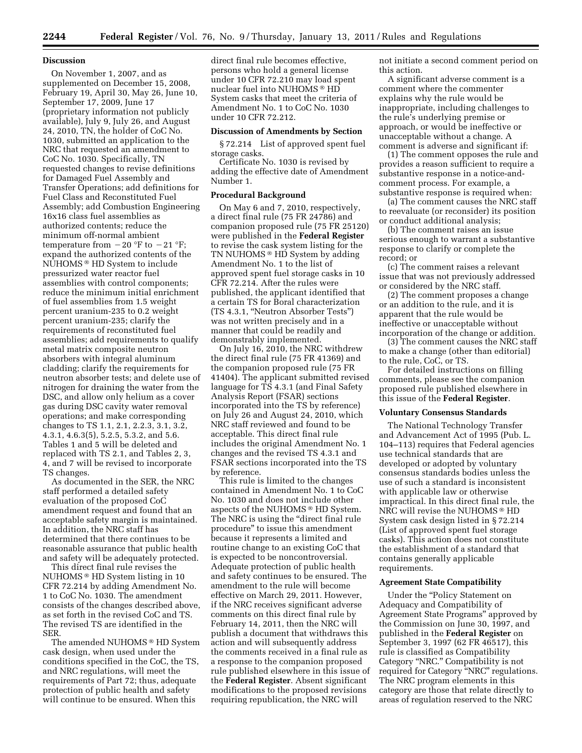## Discussion

On November 1, 2007, and as supplemented on December 15, 2008, February 19, April 30, May 26, June 10, September 17, 2009, June 17 (proprietary information not publicly available), July 9, July 26, and August 24, 2010, TN, the holder of CoC No. 1030, submitted an application to the NRC that requested an amendment to CoC No. 1030. Specifically, TN requested changes to revise definitions for Damaged Fuel Assembly and Transfer Operations; add definitions for Fuel Class and Reconstituted Fuel Assembly; add Combustion Engineering 16x16 class fuel assemblies as authorized contents; reduce the minimum off-normal ambient temperature from −20 °F to −21 °F; expand the authorized contents of the NUHOMS® HD System to include pressurized water reactor fuel assemblies with control components; reduce the minimum initial enrichment of fuel assemblies from 1.5 weight percent uranium-235 to 0.2 weight percent uranium-235; clarify the requirements of reconstituted fuel assemblies; add requirements to qualify metal matrix composite neutron absorbers with integral aluminum cladding; clarify the requirements for neutron absorber tests; and delete use of nitrogen for draining the water from the DSC, and allow only helium as a cover gas during DSC cavity water removal operations; and make corresponding changes to TS 1.1, 2.1, 2.2.3, 3.1, 3.2, 4.3.1, 4.6.3(5), 5.2.5, 5.3.2, and 5.6. Tables 1 and 5 will be deleted and replaced with TS 2.1, and Tables 2, 3, 4, and 7 will be revised to incorporate TS changes.

As documented in the SER, the NRC staff performed a detailed safety evaluation of the proposed CoC amendment request and found that an acceptable safety margin is maintained. In addition, the NRC staff has determined that there continues to be reasonable assurance that public health and safety will be adequately protected.

This direct final rule revises the NUHOMS® HD System listing in 10 CFR 72.214 by adding Amendment No. 1 to CoC No. 1030. The amendment consists of the changes described above, as set forth in the revised CoC and TS. The revised TS are identified in the SER.

The amended NUHOMS® HD System cask design, when used under the conditions specified in the CoC, the TS, and NRC regulations, will meet the requirements of Part 72; thus, adequate protection of public health and safety will continue to be ensured. When this direct final rule becomes effective, persons who hold a general license under 10 CFR 72.210 may load spent nuclear fuel into NUHOMS® HD System casks that meet the criteria of Amendment No. 1 to CoC No. 1030 under 10 CFR 72.212.

## Discussion of Amendments by Section

§ 72.214 List of approved spent fuel storage casks.

Certificate No. 1030 is revised by adding the effective date of Amendment Number 1.

## Procedural Background

On May 6 and 7, 2010, respectively, a direct final rule (75 FR 24786) and companion proposed rule (75 FR 25120) were published in the **Federal Register** to revise the cask system listing for the TN NUHOMS® HD System by adding Amendment No. 1 to the list of approved spent fuel storage casks in 10 CFR 72.214. After the rules were published, the applicant identified that a certain TS for Boral characterization (TS 4.3.1, "Neutron Absorber Tests") was not written precisely and in a manner that could be readily and demonstrably implemented.

On July 16, 2010, the NRC withdrew the direct final rule (75 FR 41369) and the companion proposed rule (75 FR 41404). The applicant submitted revised language for TS 4.3.1 (and Final Safety Analysis Report (FSAR) sections incorporated into the TS by reference) on July 26 and August 24, 2010, which NRC staff reviewed and found to be acceptable. This direct final rule includes the original Amendment No. 1 changes and the revised TS 4.3.1 and FSAR sections incorporated into the TS by reference.

This rule is limited to the changes contained in Amendment No. 1 to CoC No. 1030 and does not include other aspects of the NUHOMS® HD System. The NRC is using the "direct final rule procedure" to issue this amendment because it represents a limited and routine change to an existing CoC that is expected to be noncontroversial. Adequate protection of public health and safety continues to be ensured. The amendment to the rule will become effective on March 29, 2011. However, if the NRC receives significant adverse comments on this direct final rule by February 14, 2011, then the NRC will publish a document that withdraws this action and will subsequently address the comments received in a final rule as a response to the companion proposed rule published elsewhere in this issue of the **Federal Register**. Absent significant modifications to the proposed revisions requiring republication, the NRC will not initiate a second comment period on this action.

A significant adverse comment is a comment where the commenter explains why the rule would be inappropriate, including challenges to the rule's underlying premise or approach, or would be ineffective or unacceptable without a change. A comment is adverse and significant if:

(1) The comment opposes the rule and provides a reason sufficient to require a substantive response in a notice-and-comment process. For example, a substantive response is required when:

(a) The comment causes the NRC staff to reevaluate (or reconsider) its position or conduct additional analysis;

(b) The comment raises an issue serious enough to warrant a substantive response to clarify or complete the record; or

(c) The comment raises a relevant issue that was not previously addressed or considered by the NRC staff.

(2) The comment proposes a change or an addition to the rule, and it is apparent that the rule would be ineffective or unacceptable without incorporation of the change or addition.

(3) The comment causes the NRC staff to make a change (other than editorial) to the rule, CoC, or TS.

For detailed instructions on filling comments, please see the companion proposed rule published elsewhere in this issue of the **Federal Register**.

## Voluntary Consensus Standards

The National Technology Transfer and Advancement Act of 1995 (Pub. L. 104–113) requires that Federal agencies use technical standards that are developed or adopted by voluntary consensus standards bodies unless the use of such a standard is inconsistent with applicable law or otherwise impractical. In this direct final rule, the NRC will revise the NUHOMS® HD System cask design listed in § 72.214 (List of approved spent fuel storage casks). This action does not constitute the establishment of a standard that contains generally applicable requirements.

## Agreement State Compatibility

Under the "Policy Statement on Adequacy and Compatibility of Agreement State Programs" approved by the Commission on June 30, 1997, and published in the **Federal Register** on September 3, 1997 (62 FR 46517), this rule is classified as Compatibility Category "NRC." Compatibility is not required for Category "NRC" regulations. The NRC program elements in this category are those that relate directly to areas of regulation reserved to the NRC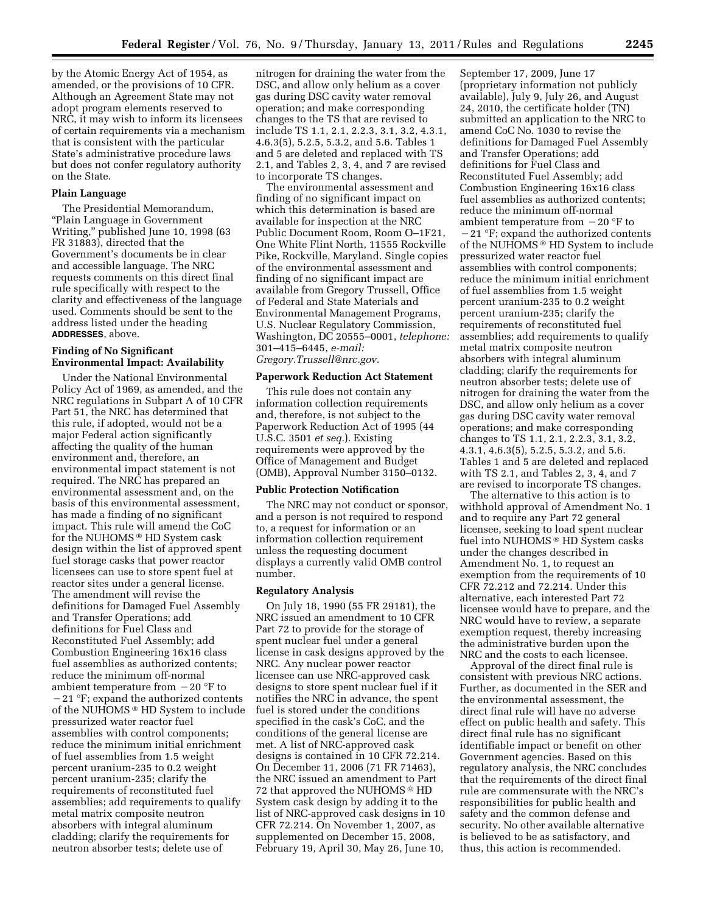by the Atomic Energy Act of 1954, as amended, or the provisions of 10 CFR. Although an Agreement State may not adopt program elements reserved to NRC, it may wish to inform its licensees of certain requirements via a mechanism that is consistent with the particular State's administrative procedure laws but does not confer regulatory authority on the State.

**Plain Language**

The Presidential Memorandum, "Plain Language in Government Writing," published June 10, 1998 (63 FR 31883), directed that the Government's documents be in clear and accessible language. The NRC requests comments on this direct final rule specifically with respect to the clarity and effectiveness of the language used. Comments should be sent to the address listed under the heading **ADDRESSES**, above.

**Finding of No Significant Environmental Impact: Availability**

Under the National Environmental Policy Act of 1969, as amended, and the NRC regulations in Subpart A of 10 CFR Part 51, the NRC has determined that this rule, if adopted, would not be a major Federal action significantly affecting the quality of the human environment and, therefore, an environmental impact statement is not required. The NRC has prepared an environmental assessment and, on the basis of this environmental assessment, has made a finding of no significant impact. This rule will amend the CoC for the NUHOMS® HD System cask design within the list of approved spent fuel storage casks that power reactor licensees can use to store spent fuel at reactor sites under a general license. The amendment will revise the definitions for Damaged Fuel Assembly and Transfer Operations; add definitions for Fuel Class and Reconstituted Fuel Assembly; add Combustion Engineering 16x16 class fuel assemblies as authorized contents; reduce the minimum off-normal ambient temperature from −20 °F to −21 °F; expand the authorized contents of the NUHOMS® HD System to include pressurized water reactor fuel assemblies with control components; reduce the minimum initial enrichment of fuel assemblies from 1.5 weight percent uranium-235 to 0.2 weight percent uranium-235; clarify the requirements of reconstituted fuel assemblies; add requirements to qualify metal matrix composite neutron absorbers with integral aluminum cladding; clarify the requirements for neutron absorber tests; delete use of nitrogen for draining the water from the DSC, and allow only helium as a cover gas during DSC cavity water removal operation; and make corresponding changes to the TS that are revised to include TS 1.1, 2.1, 2.2.3, 3.1, 3.2, 4.3.1, 4.6.3(5), 5.2.5, 5.3.2, and 5.6. Tables 1 and 5 are deleted and replaced with TS 2.1, and Tables 2, 3, 4, and 7 are revised to incorporate TS changes.

The environmental assessment and finding of no significant impact on which this determination is based are available for inspection at the NRC Public Document Room, Room O–1F21, One White Flint North, 11555 Rockville Pike, Rockville, Maryland. Single copies of the environmental assessment and finding of no significant impact are available from Gregory Trussell, Office of Federal and State Materials and Environmental Management Programs, U.S. Nuclear Regulatory Commission, Washington, DC 20555–0001, *telephone:* 301–415–6445, *e-mail: Gregory.Trussell@nrc.gov*.

**Paperwork Reduction Act Statement**

This rule does not contain any information collection requirements and, therefore, is not subject to the Paperwork Reduction Act of 1995 (44 U.S.C. 3501 *et seq.*). Existing requirements were approved by the Office of Management and Budget (OMB), Approval Number 3150–0132.

**Public Protection Notification**

The NRC may not conduct or sponsor, and a person is not required to respond to, a request for information or an information collection requirement unless the requesting document displays a currently valid OMB control number.

**Regulatory Analysis**

On July 18, 1990 (55 FR 29181), the NRC issued an amendment to 10 CFR Part 72 to provide for the storage of spent nuclear fuel under a general license in cask designs approved by the NRC. Any nuclear power reactor licensee can use NRC-approved cask designs to store spent nuclear fuel if it notifies the NRC in advance, the spent fuel is stored under the conditions specified in the cask's CoC, and the conditions of the general license are met. A list of NRC-approved cask designs is contained in 10 CFR 72.214. On December 11, 2006 (71 FR 71463), the NRC issued an amendment to Part 72 that approved the NUHOMS® HD System cask design by adding it to the list of NRC-approved cask designs in 10 CFR 72.214. On November 1, 2007, as supplemented on December 15, 2008, February 19, April 30, May 26, June 10, September 17, 2009, June 17 (proprietary information not publicly available), July 9, July 26, and August 24, 2010, the certificate holder (TN) submitted an application to the NRC to amend CoC No. 1030 to revise the definitions for Damaged Fuel Assembly and Transfer Operations; add definitions for Fuel Class and Reconstituted Fuel Assembly; add Combustion Engineering 16x16 class fuel assemblies as authorized contents; reduce the minimum off-normal ambient temperature from −20 °F to −21 °F; expand the authorized contents of the NUHOMS® HD System to include pressurized water reactor fuel assemblies with control components; reduce the minimum initial enrichment of fuel assemblies from 1.5 weight percent uranium-235 to 0.2 weight percent uranium-235; clarify the requirements of reconstituted fuel assemblies; add requirements to qualify metal matrix composite neutron absorbers with integral aluminum cladding; clarify the requirements for neutron absorber tests; delete use of nitrogen for draining the water from the DSC, and allow only helium as a cover gas during DSC cavity water removal operations; and make corresponding changes to TS 1.1, 2.1, 2.2.3, 3.1, 3.2, 4.3.1, 4.6.3(5), 5.2.5, 5.3.2, and 5.6. Tables 1 and 5 are deleted and replaced with TS 2.1, and Tables 2, 3, 4, and 7 are revised to incorporate TS changes.

The alternative to this action is to withhold approval of Amendment No. 1 and to require any Part 72 general licensee, seeking to load spent nuclear fuel into NUHOMS® HD System casks under the changes described in Amendment No. 1, to request an exemption from the requirements of 10 CFR 72.212 and 72.214. Under this alternative, each interested Part 72 licensee would have to prepare, and the NRC would have to review, a separate exemption request, thereby increasing the administrative burden upon the NRC and the costs to each licensee.

Approval of the direct final rule is consistent with previous NRC actions. Further, as documented in the SER and the environmental assessment, the direct final rule will have no adverse effect on public health and safety. This direct final rule has no significant identifiable impact or benefit on other Government agencies. Based on this regulatory analysis, the NRC concludes that the requirements of the direct final rule are commensurate with the NRC's responsibilities for public health and safety and the common defense and security. No other available alternative is believed to be as satisfactory, and thus, this action is recommended.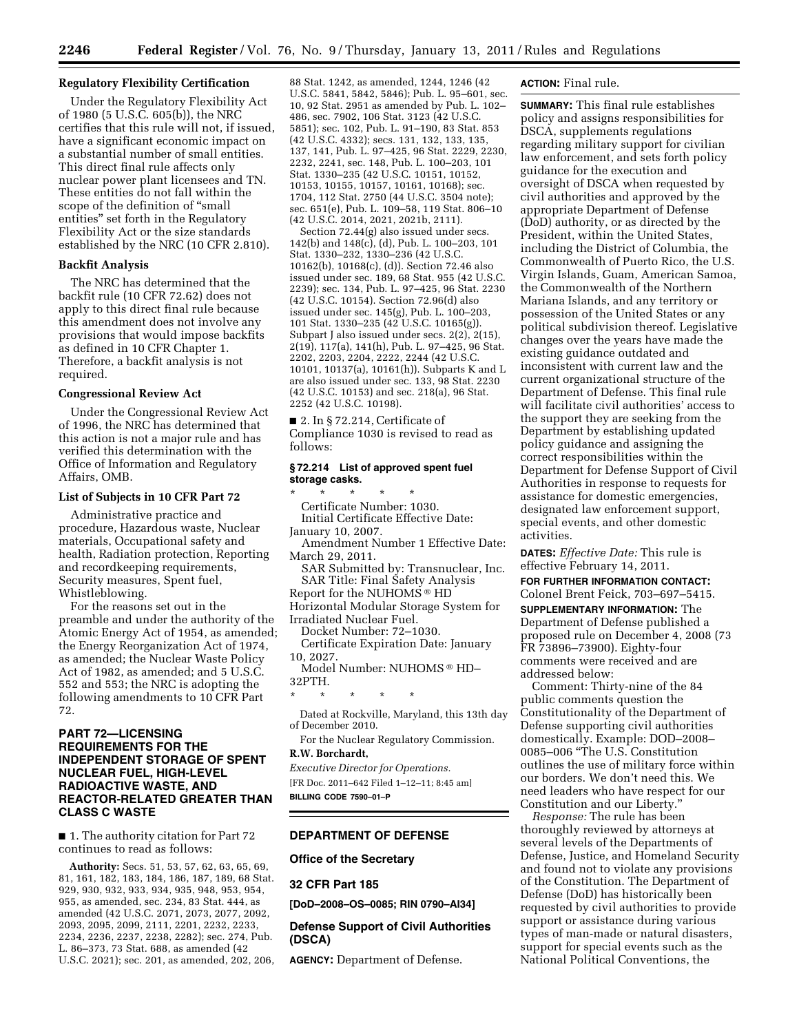**Regulatory Flexibility Certification**

Under the Regulatory Flexibility Act of 1980 (5 U.S.C. 605(b)), the NRC certifies that this rule will not, if issued, have a significant economic impact on a substantial number of small entities. This direct final rule affects only nuclear power plant licensees and TN. These entities do not fall within the scope of the definition of "small entities" set forth in the Regulatory Flexibility Act or the size standards established by the NRC (10 CFR 2.810).

**Backfit Analysis**

The NRC has determined that the backfit rule (10 CFR 72.62) does not apply to this direct final rule because this amendment does not involve any provisions that would impose backfits as defined in 10 CFR Chapter 1. Therefore, a backfit analysis is not required.

**Congressional Review Act**

Under the Congressional Review Act of 1996, the NRC has determined that this action is not a major rule and has verified this determination with the Office of Information and Regulatory Affairs, OMB.

**List of Subjects in 10 CFR Part 72**

Administrative practice and procedure, Hazardous waste, Nuclear materials, Occupational safety and health, Radiation protection, Reporting and recordkeeping requirements, Security measures, Spent fuel, Whistleblowing.

For the reasons set out in the preamble and under the authority of the Atomic Energy Act of 1954, as amended; the Energy Reorganization Act of 1974, as amended; the Nuclear Waste Policy Act of 1982, as amended; and 5 U.S.C. 552 and 553; the NRC is adopting the following amendments to 10 CFR Part 72.

## PART 72—LICENSING REQUIREMENTS FOR THE INDEPENDENT STORAGE OF SPENT NUCLEAR FUEL, HIGH-LEVEL RADIOACTIVE WASTE, AND REACTOR-RELATED GREATER THAN CLASS C WASTE

■ 1. The authority citation for Part 72 continues to read as follows:

**Authority:** Secs. 51, 53, 57, 62, 63, 65, 69, 81, 161, 182, 183, 184, 186, 187, 189, 68 Stat. 929, 930, 932, 933, 934, 935, 948, 953, 954, 955, as amended, sec. 234, 83 Stat. 444, as amended (42 U.S.C. 2071, 2073, 2077, 2092, 2093, 2095, 2099, 2111, 2201, 2232, 2233, 2234, 2236, 2237, 2238, 2282); sec. 274, Pub. L. 86–373, 73 Stat. 688, as amended (42 U.S.C. 2021); sec. 201, as amended, 202, 206, 88 Stat. 1242, as amended, 1244, 1246 (42 U.S.C. 5841, 5842, 5846); Pub. L. 95–601, sec. 10, 92 Stat. 2951 as amended by Pub. L. 102–486, sec. 7902, 106 Stat. 3123 (42 U.S.C. 5851); sec. 102, Pub. L. 91–190, 83 Stat. 853 (42 U.S.C. 4332); secs. 131, 132, 133, 135, 137, 141, Pub. L. 97–425, 96 Stat. 2229, 2230, 2232, 2241, sec. 148, Pub. L. 100–203, 101 Stat. 1330–235 (42 U.S.C. 10151, 10152, 10153, 10155, 10157, 10161, 10168); sec. 1704, 112 Stat. 2750 (44 U.S.C. 3504 note); sec. 651(e), Pub. L. 109–58, 119 Stat. 806–10 (42 U.S.C. 2014, 2021, 2021b, 2111).

Section 72.44(g) also issued under secs. 142(b) and 148(c), (d), Pub. L. 100–203, 101 Stat. 1330–232, 1330–236 (42 U.S.C. 10162(b), 10168(c), (d)). Section 72.46 also issued under sec. 189, 68 Stat. 955 (42 U.S.C. 2239); sec. 134, Pub. L. 97–425, 96 Stat. 2230 (42 U.S.C. 10154). Section 72.96(d) also issued under sec. 145(g), Pub. L. 100–203, 101 Stat. 1330–235 (42 U.S.C. 10165(g)). Subpart J also issued under secs. 2(2), 2(15), 2(19), 117(a), 141(h), Pub. L. 97–425, 96 Stat. 2202, 2203, 2204, 2222, 2244 (42 U.S.C. 10101, 10137(a), 10161(h)). Subparts K and L are also issued under sec. 133, 98 Stat. 2230 (42 U.S.C. 10153) and sec. 218(a), 96 Stat. 2252 (42 U.S.C. 10198).

■ 2. In § 72.214, Certificate of Compliance 1030 is revised to read as follows:

**§ 72.214 List of approved spent fuel storage casks.**

\* \* \* \* \*

Certificate Number: 1030.

Initial Certificate Effective Date: January 10, 2007.

Amendment Number 1 Effective Date: March 29, 2011.

SAR Submitted by: Transnuclear, Inc.

SAR Title: Final Safety Analysis Report for the NUHOMS ® HD Horizontal Modular Storage System for Irradiated Nuclear Fuel.

Docket Number: 72–1030.

Certificate Expiration Date: January 10, 2027.

Model Number: NUHOMS ® HD–32PTH.

\* \* \* \* \*

Dated at Rockville, Maryland, this 13th day of December 2010.

For the Nuclear Regulatory Commission.

**R.W. Borchardt,**

*Executive Director for Operations.*

[FR Doc. 2011–642 Filed 1–12–11; 8:45 am]

**BILLING CODE 7590–01–P**

## DEPARTMENT OF DEFENSE

### Office of the Secretary

### 32 CFR Part 185

**[DoD–2008–OS–0085; RIN 0790–AI34]**

### Defense Support of Civil Authorities (DSCA)

**AGENCY:** Department of Defense.

**ACTION:** Final rule.

**SUMMARY:** This final rule establishes policy and assigns responsibilities for DSCA, supplements regulations regarding military support for civilian law enforcement, and sets forth policy guidance for the execution and oversight of DSCA when requested by civil authorities and approved by the appropriate Department of Defense (DoD) authority, or as directed by the President, within the United States, including the District of Columbia, the Commonwealth of Puerto Rico, the U.S. Virgin Islands, Guam, American Samoa, the Commonwealth of the Northern Mariana Islands, and any territory or possession of the United States or any political subdivision thereof. Legislative changes over the years have made the existing guidance outdated and inconsistent with current law and the current organizational structure of the Department of Defense. This final rule will facilitate civil authorities' access to the support they are seeking from the Department by establishing updated policy guidance and assigning the correct responsibilities within the Department for Defense Support of Civil Authorities in response to requests for assistance for domestic emergencies, designated law enforcement support, special events, and other domestic activities.

**DATES:** *Effective Date:* This rule is effective February 14, 2011.

**FOR FURTHER INFORMATION CONTACT:** Colonel Brent Feick, 703–697–5415.

**SUPPLEMENTARY INFORMATION:** The Department of Defense published a proposed rule on December 4, 2008 (73 FR 73896–73900). Eighty-four comments were received and are addressed below:

Comment: Thirty-nine of the 84 public comments question the Constitutionality of the Department of Defense supporting civil authorities domestically. Example: DOD–2008–0085–006 "The U.S. Constitution outlines the use of military force within our borders. We don't need this. We need leaders who have respect for our Constitution and our Liberty."

*Response:* The rule has been thoroughly reviewed by attorneys at several levels of the Departments of Defense, Justice, and Homeland Security and found not to violate any provisions of the Constitution. The Department of Defense (DoD) has historically been requested by civil authorities to provide support or assistance during various types of man-made or natural disasters, support for special events such as the National Political Conventions, the